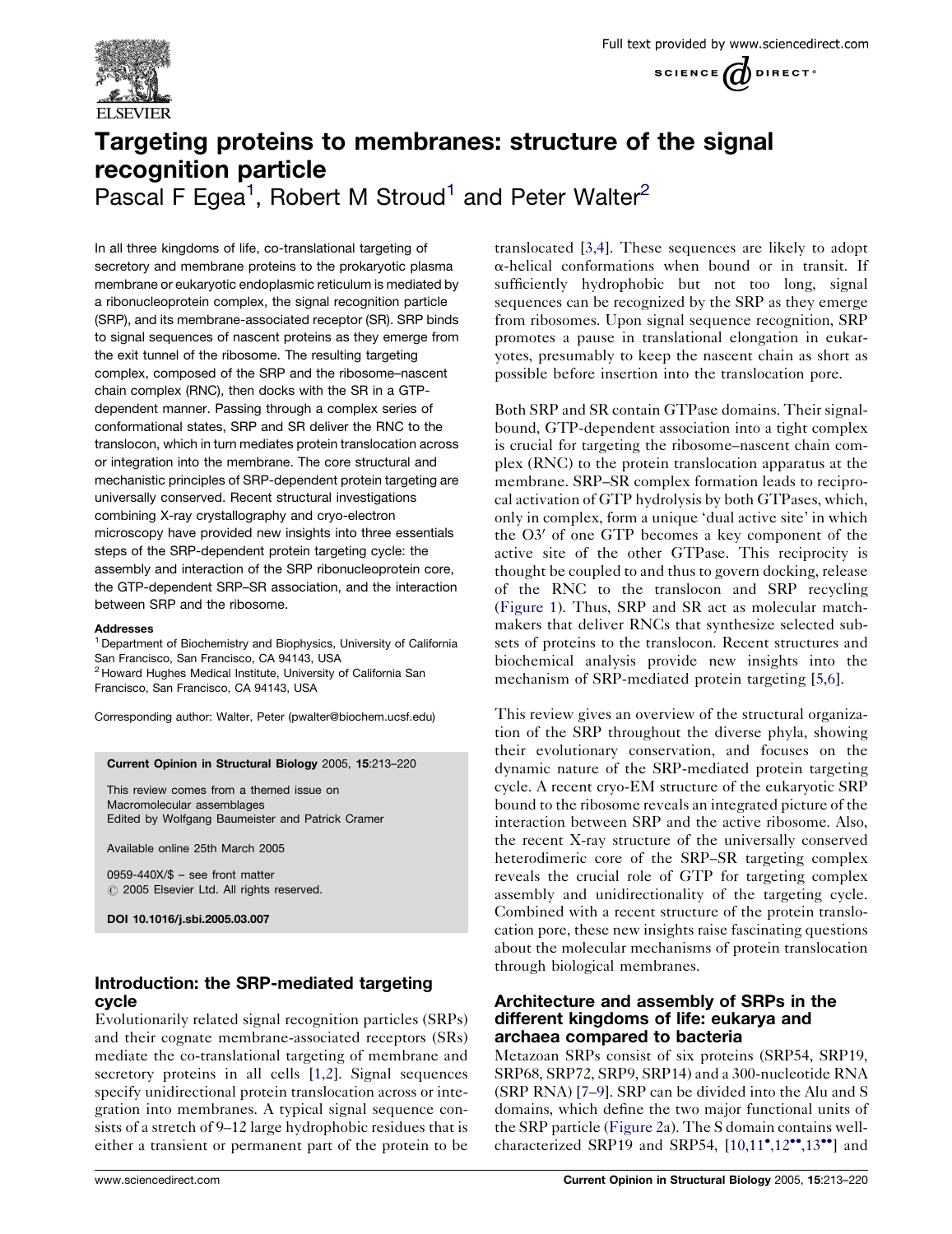# Targeting proteins to membranes: structure of the signal recognition particle

Pascal F Egea[1], Robert M Stroud[1] and Peter Walter[2]

In all three kingdoms of life, co-translational targeting of secretory and membrane proteins to the prokaryotic plasma membrane or eukaryotic endoplasmic reticulum is mediated by a ribonucleoprotein complex, the signal recognition particle (SRP), and its membrane-associated receptor (SR). SRP binds to signal sequences of nascent proteins as they emerge from the exit tunnel of the ribosome. The resulting targeting complex, composed of the SRP and the ribosome–nascent chain complex (RNC), then docks with the SR in a GTP-dependent manner. Passing through a complex series of conformational states, SRP and SR deliver the RNC to the translocon, which in turn mediates protein translocation across or integration into the membrane. The core structural and mechanistic principles of SRP-dependent protein targeting are universally conserved. Recent structural investigations combining X-ray crystallography and cryo-electron microscopy have provided new insights into three essentials steps of the SRP-dependent protein targeting cycle: the assembly and interaction of the SRP ribonucleoprotein core, the GTP-dependent SRP–SR association, and the interaction between SRP and the ribosome.

**Addresses**

[1] Department of Biochemistry and Biophysics, University of California San Francisco, San Francisco, CA 94143, USA

[2] Howard Hughes Medical Institute, University of California San Francisco, San Francisco, CA 94143, USA

Corresponding author: Walter, Peter (pwalter@biochem.ucsf.edu)

**Current Opinion in Structural Biology** 2005, **15**:213–220

This review comes from a themed issue on Macromolecular assemblages

Edited by Wolfgang Baumeister and Patrick Cramer

Available online 25th March 2005

0959-440X/$ – see front matter

© 2005 Elsevier Ltd. All rights reserved.

**DOI 10.1016/j.sbi.2005.03.007**

## Introduction: the SRP-mediated targeting cycle

Evolutionarily related signal recognition particles (SRPs) and their cognate membrane-associated receptors (SRs) mediate the co-translational targeting of membrane and secretory proteins in all cells [1,2]. Signal sequences specify unidirectional protein translocation across or integration into membranes. A typical signal sequence consists of a stretch of 9–12 large hydrophobic residues that is either a transient or permanent part of the protein to be translocated [3,4]. These sequences are likely to adopt α-helical conformations when bound or in transit. If sufficiently hydrophobic but not too long, signal sequences can be recognized by the SRP as they emerge from ribosomes. Upon signal sequence recognition, SRP promotes a pause in translational elongation in eukaryotes, presumably to keep the nascent chain as short as possible before insertion into the translocation pore.

Both SRP and SR contain GTPase domains. Their signal-bound, GTP-dependent association into a tight complex is crucial for targeting the ribosome–nascent chain complex (RNC) to the protein translocation apparatus at the membrane. SRP–SR complex formation leads to reciprocal activation of GTP hydrolysis by both GTPases, which, only in complex, form a unique 'dual active site' in which the O3′ of one GTP becomes a key component of the active site of the other GTPase. This reciprocity is thought be coupled to and thus to govern docking, release of the RNC to the translocon and SRP recycling (Figure 1). Thus, SRP and SR act as molecular matchmakers that deliver RNCs that synthesize selected subsets of proteins to the translocon. Recent structures and biochemical analysis provide new insights into the mechanism of SRP-mediated protein targeting [5,6].

This review gives an overview of the structural organization of the SRP throughout the diverse phyla, showing their evolutionary conservation, and focuses on the dynamic nature of the SRP-mediated protein targeting cycle. A recent cryo-EM structure of the eukaryotic SRP bound to the ribosome reveals an integrated picture of the interaction between SRP and the active ribosome. Also, the recent X-ray structure of the universally conserved heterodimeric core of the SRP–SR targeting complex reveals the crucial role of GTP for targeting complex assembly and unidirectionality of the targeting cycle. Combined with a recent structure of the protein translocation pore, these new insights raise fascinating questions about the molecular mechanisms of protein translocation through biological membranes.

## Architecture and assembly of SRPs in the different kingdoms of life: eukarya and archaea compared to bacteria

Metazoan SRPs consist of six proteins (SRP54, SRP19, SRP68, SRP72, SRP9, SRP14) and a 300-nucleotide RNA (SRP RNA) [7–9]. SRP can be divided into the Alu and S domains, which define the two major functional units of the SRP particle (Figure 2a). The S domain contains well-characterized SRP19 and SRP54, [10,11•,12••,13••] and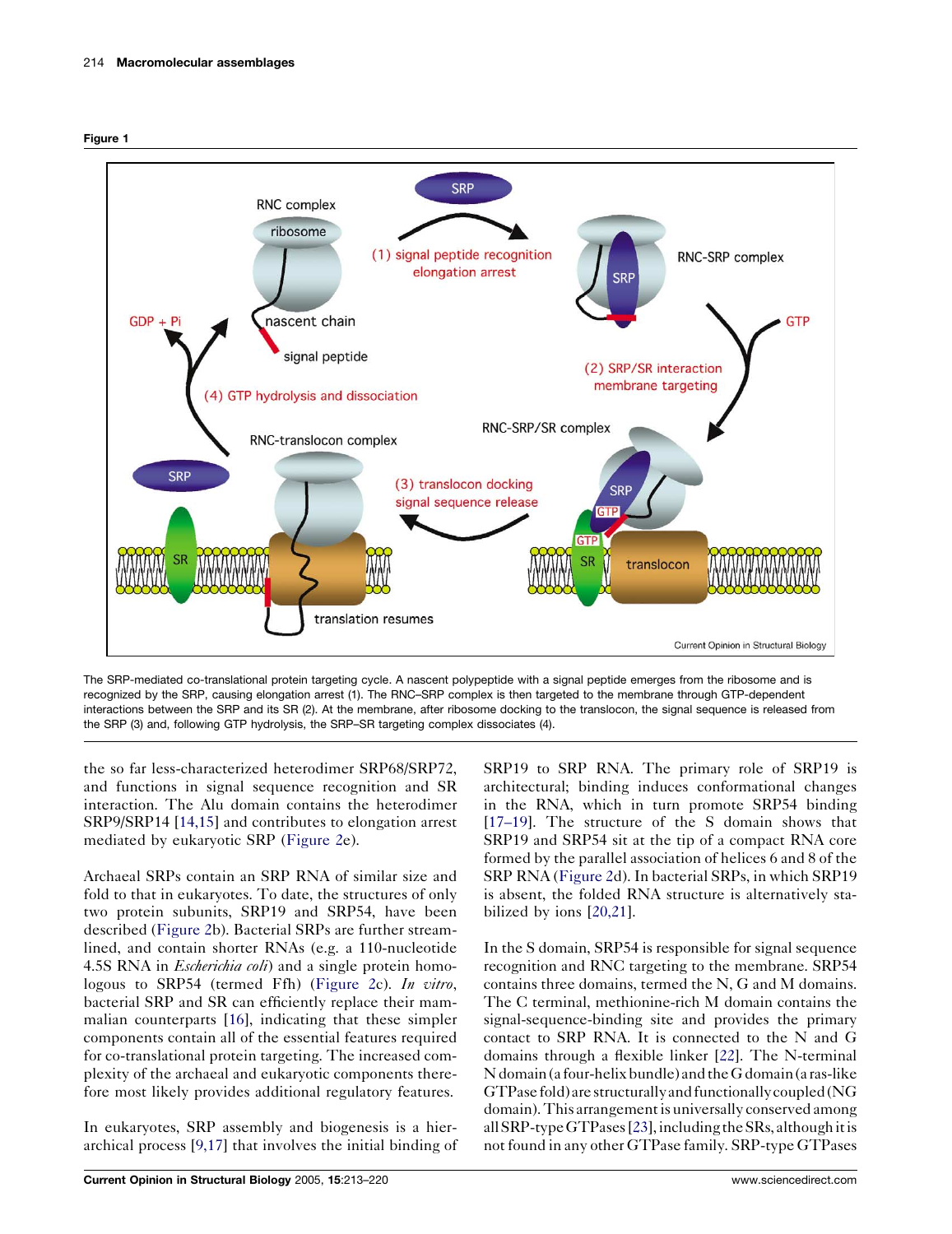**Figure 1**

The SRP-mediated co-translational protein targeting cycle. A nascent polypeptide with a signal peptide emerges from the ribosome and is recognized by the SRP, causing elongation arrest (1). The RNC–SRP complex is then targeted to the membrane through GTP-dependent interactions between the SRP and its SR (2). At the membrane, after ribosome docking to the translocon, the signal sequence is released from the SRP (3) and, following GTP hydrolysis, the SRP–SR targeting complex dissociates (4).

the so far less-characterized heterodimer SRP68/SRP72, and functions in signal sequence recognition and SR interaction. The Alu domain contains the heterodimer SRP9/SRP14 [14,15] and contributes to elongation arrest mediated by eukaryotic SRP (Figure 2e).

Archaeal SRPs contain an SRP RNA of similar size and fold to that in eukaryotes. To date, the structures of only two protein subunits, SRP19 and SRP54, have been described (Figure 2b). Bacterial SRPs are further streamlined, and contain shorter RNAs (e.g. a 110-nucleotide 4.5S RNA in *Escherichia coli*) and a single protein homologous to SRP54 (termed Ffh) (Figure 2c). *In vitro*, bacterial SRP and SR can efficiently replace their mammalian counterparts [16], indicating that these simpler components contain all of the essential features required for co-translational protein targeting. The increased complexity of the archaeal and eukaryotic components therefore most likely provides additional regulatory features.

In eukaryotes, SRP assembly and biogenesis is a hierarchical process [9,17] that involves the initial binding of SRP19 to SRP RNA. The primary role of SRP19 is architectural; binding induces conformational changes in the RNA, which in turn promote SRP54 binding [17–19]. The structure of the S domain shows that SRP19 and SRP54 sit at the tip of a compact RNA core formed by the parallel association of helices 6 and 8 of the SRP RNA (Figure 2d). In bacterial SRPs, in which SRP19 is absent, the folded RNA structure is alternatively stabilized by ions [20,21].

In the S domain, SRP54 is responsible for signal sequence recognition and RNC targeting to the membrane. SRP54 contains three domains, termed the N, G and M domains. The C terminal, methionine-rich M domain contains the signal-sequence-binding site and provides the primary contact to SRP RNA. It is connected to the N and G domains through a flexible linker [22]. The N-terminal N domain (a four-helix bundle) and the G domain (a ras-like GTPase fold) are structurally and functionally coupled (NG domain). This arrangement is universally conserved among all SRP-type GTPases [23], including the SRs, although it is not found in any other GTPase family. SRP-type GTPases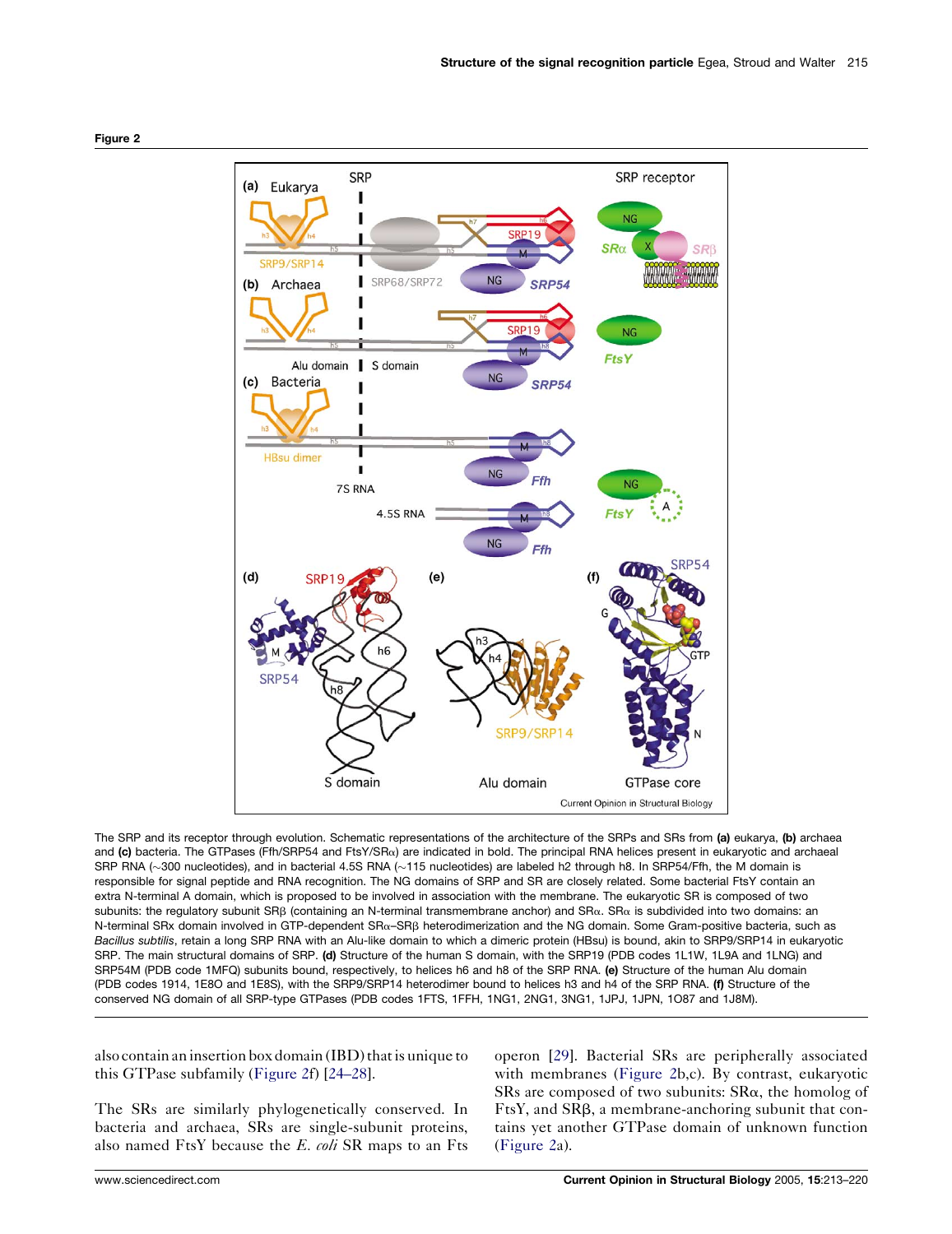**Figure 2**

The SRP and its receptor through evolution. Schematic representations of the architecture of the SRPs and SRs from **(a)** eukarya, **(b)** archaea and **(c)** bacteria. The GTPases (Ffh/SRP54 and FtsY/SRα) are indicated in bold. The principal RNA helices present in eukaryotic and archaeal SRP RNA (∼300 nucleotides), and in bacterial 4.5S RNA (∼115 nucleotides) are labeled h2 through h8. In SRP54/Ffh, the M domain is responsible for signal peptide and RNA recognition. The NG domains of SRP and SR are closely related. Some bacterial FtsY contain an extra N-terminal A domain, which is proposed to be involved in association with the membrane. The eukaryotic SR is composed of two subunits: the regulatory subunit SRβ (containing an N-terminal transmembrane anchor) and SRα. SRα is subdivided into two domains: an N-terminal SRx domain involved in GTP-dependent SRα–SRβ heterodimerization and the NG domain. Some Gram-positive bacteria, such as *Bacillus subtilis*, retain a long SRP RNA with an Alu-like domain to which a dimeric protein (HBsu) is bound, akin to SRP9/SRP14 in eukaryotic SRP. The main structural domains of SRP. **(d)** Structure of the human S domain, with the SRP19 (PDB codes 1L1W, 1L9A and 1LNG) and SRP54M (PDB code 1MFQ) subunits bound, respectively, to helices h6 and h8 of the SRP RNA. **(e)** Structure of the human Alu domain (PDB codes 1914, 1E8O and 1E8S), with the SRP9/SRP14 heterodimer bound to helices h3 and h4 of the SRP RNA. **(f)** Structure of the conserved NG domain of all SRP-type GTPases (PDB codes 1FTS, 1FFH, 1NG1, 2NG1, 3NG1, 1JPJ, 1JPN, 1O87 and 1J8M).

also contain an insertion box domain (IBD) that is unique to this GTPase subfamily (Figure 2f) [24–28].

The SRs are similarly phylogenetically conserved. In bacteria and archaea, SRs are single-subunit proteins, also named FtsY because the *E. coli* SR maps to an Fts operon [29]. Bacterial SRs are peripherally associated with membranes (Figure 2b,c). By contrast, eukaryotic SRs are composed of two subunits: SRα, the homolog of FtsY, and SRβ, a membrane-anchoring subunit that contains yet another GTPase domain of unknown function (Figure 2a).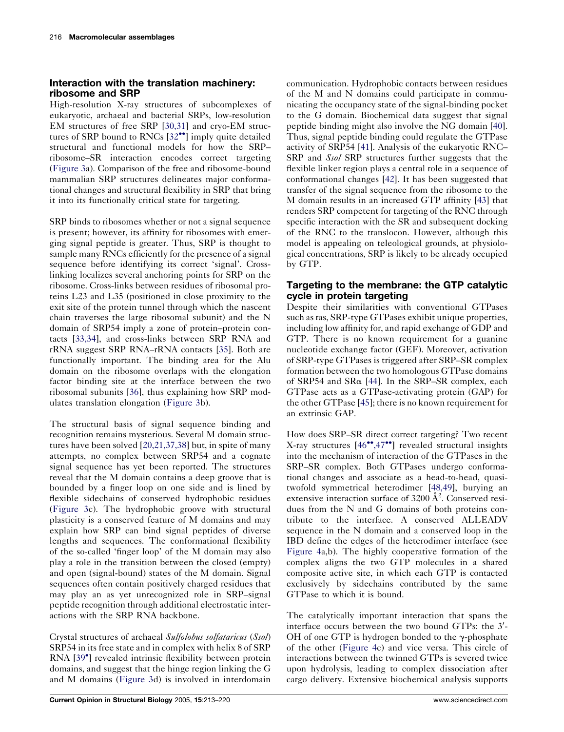## Interaction with the translation machinery: ribosome and SRP

High-resolution X-ray structures of subcomplexes of eukaryotic, archaeal and bacterial SRPs, low-resolution EM structures of free SRP [30,31] and cryo-EM structures of SRP bound to RNCs [32••] imply quite detailed structural and functional models for how the SRP–ribosome–SR interaction encodes correct targeting (Figure 3a). Comparison of the free and ribosome-bound mammalian SRP structures delineates major conformational changes and structural flexibility in SRP that bring it into its functionally critical state for targeting.

SRP binds to ribosomes whether or not a signal sequence is present; however, its affinity for ribosomes with emerging signal peptide is greater. Thus, SRP is thought to sample many RNCs efficiently for the presence of a signal sequence before identifying its correct 'signal'. Cross-linking localizes several anchoring points for SRP on the ribosome. Cross-links between residues of ribosomal proteins L23 and L35 (positioned in close proximity to the exit site of the protein tunnel through which the nascent chain traverses the large ribosomal subunit) and the N domain of SRP54 imply a zone of protein–protein contacts [33,34], and cross-links between SRP RNA and rRNA suggest SRP RNA–rRNA contacts [35]. Both are functionally important. The binding area for the Alu domain on the ribosome overlaps with the elongation factor binding site at the interface between the two ribosomal subunits [36], thus explaining how SRP modulates translation elongation (Figure 3b).

The structural basis of signal sequence binding and recognition remains mysterious. Several M domain structures have been solved [20,21,37,38] but, in spite of many attempts, no complex between SRP54 and a cognate signal sequence has yet been reported. The structures reveal that the M domain contains a deep groove that is bounded by a finger loop on one side and is lined by flexible sidechains of conserved hydrophobic residues (Figure 3c). The hydrophobic groove with structural plasticity is a conserved feature of M domains and may explain how SRP can bind signal peptides of diverse lengths and sequences. The conformational flexibility of the so-called 'finger loop' of the M domain may also play a role in the transition between the closed (empty) and open (signal-bound) states of the M domain. Signal sequences often contain positively charged residues that may play an as yet unrecognized role in SRP–signal peptide recognition through additional electrostatic interactions with the SRP RNA backbone.

Crystal structures of archaeal *Sulfolobus solfataricus* (*Ssol*) SRP54 in its free state and in complex with helix 8 of SRP RNA [39•] revealed intrinsic flexibility between protein domains, and suggest that the hinge region linking the G and M domains (Figure 3d) is involved in interdomain communication. Hydrophobic contacts between residues of the M and N domains could participate in communicating the occupancy state of the signal-binding pocket to the G domain. Biochemical data suggest that signal peptide binding might also involve the NG domain [40]. Thus, signal peptide binding could regulate the GTPase activity of SRP54 [41]. Analysis of the eukaryotic RNC–SRP and *Ssol* SRP structures further suggests that the flexible linker region plays a central role in a sequence of conformational changes [42]. It has been suggested that transfer of the signal sequence from the ribosome to the M domain results in an increased GTP affinity [43] that renders SRP competent for targeting of the RNC through specific interaction with the SR and subsequent docking of the RNC to the translocon. However, although this model is appealing on teleological grounds, at physiological concentrations, SRP is likely to be already occupied by GTP.

## Targeting to the membrane: the GTP catalytic cycle in protein targeting

Despite their similarities with conventional GTPases such as ras, SRP-type GTPases exhibit unique properties, including low affinity for, and rapid exchange of GDP and GTP. There is no known requirement for a guanine nucleotide exchange factor (GEF). Moreover, activation of SRP-type GTPases is triggered after SRP–SR complex formation between the two homologous GTPase domains of SRP54 and SRα [44]. In the SRP–SR complex, each GTPase acts as a GTPase-activating protein (GAP) for the other GTPase [45]; there is no known requirement for an extrinsic GAP.

How does SRP–SR direct correct targeting? Two recent X-ray structures [46••,47••] revealed structural insights into the mechanism of interaction of the GTPases in the SRP–SR complex. Both GTPases undergo conformational changes and associate as a head-to-head, quasi-twofold symmetrical heterodimer [48,49], burying an extensive interaction surface of 3200 $Å^2$. Conserved residues from the N and G domains of both proteins contribute to the interface. A conserved ALLEADV sequence in the N domain and a conserved loop in the IBD define the edges of the heterodimer interface (see Figure 4a,b). The highly cooperative formation of the complex aligns the two GTP molecules in a shared composite active site, in which each GTP is contacted exclusively by sidechains contributed by the same GTPase to which it is bound.

The catalytically important interaction that spans the interface occurs between the two bound GTPs: the 3′-OH of one GTP is hydrogen bonded to the γ-phosphate of the other (Figure 4c) and vice versa. This circle of interactions between the twinned GTPs is severed twice upon hydrolysis, leading to complex dissociation after cargo delivery. Extensive biochemical analysis supports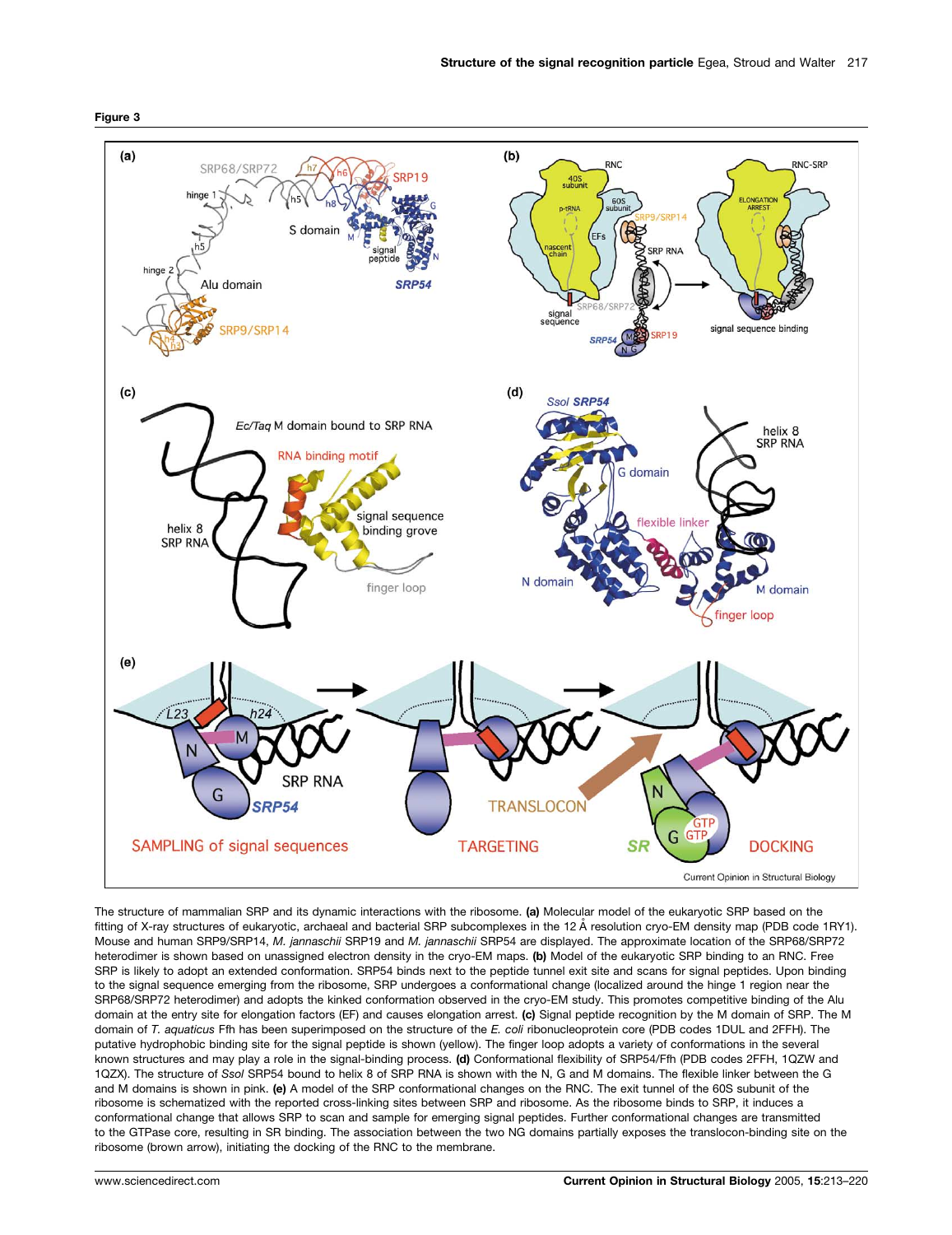**Figure 3**

The structure of mammalian SRP and its dynamic interactions with the ribosome. **(a)** Molecular model of the eukaryotic SRP based on the fitting of X-ray structures of eukaryotic, archaeal and bacterial SRP subcomplexes in the 12 Å resolution cryo-EM density map (PDB code 1RY1). Mouse and human SRP9/SRP14, *M. jannaschii* SRP19 and *M. jannaschii* SRP54 are displayed. The approximate location of the SRP68/SRP72 heterodimer is shown based on unassigned electron density in the cryo-EM maps. **(b)** Model of the eukaryotic SRP binding to an RNC. Free SRP is likely to adopt an extended conformation. SRP54 binds next to the peptide tunnel exit site and scans for signal peptides. Upon binding to the signal sequence emerging from the ribosome, SRP undergoes a conformational change (localized around the hinge 1 region near the SRP68/SRP72 heterodimer) and adopts the kinked conformation observed in the cryo-EM study. This promotes competitive binding of the Alu domain at the entry site for elongation factors (EF) and causes elongation arrest. **(c)** Signal peptide recognition by the M domain of SRP. The M domain of *T. aquaticus* Ffh has been superimposed on the structure of the *E. coli* ribonucleoprotein core (PDB codes 1DUL and 2FFH). The putative hydrophobic binding site for the signal peptide is shown (yellow). The finger loop adopts a variety of conformations in the several known structures and may play a role in the signal-binding process. **(d)** Conformational flexibility of SRP54/Ffh (PDB codes 2FFH, 1QZW and 1QZX). The structure of *Ssol* SRP54 bound to helix 8 of SRP RNA is shown with the N, G and M domains. The flexible linker between the G and M domains is shown in pink. **(e)** A model of the SRP conformational changes on the RNC. The exit tunnel of the 60S subunit of the ribosome is schematized with the reported cross-linking sites between SRP and ribosome. As the ribosome binds to SRP, it induces a conformational change that allows SRP to scan and sample for emerging signal peptides. Further conformational changes are transmitted to the GTPase core, resulting in SR binding. The association between the two NG domains partially exposes the translocon-binding site on the ribosome (brown arrow), initiating the docking of the RNC to the membrane.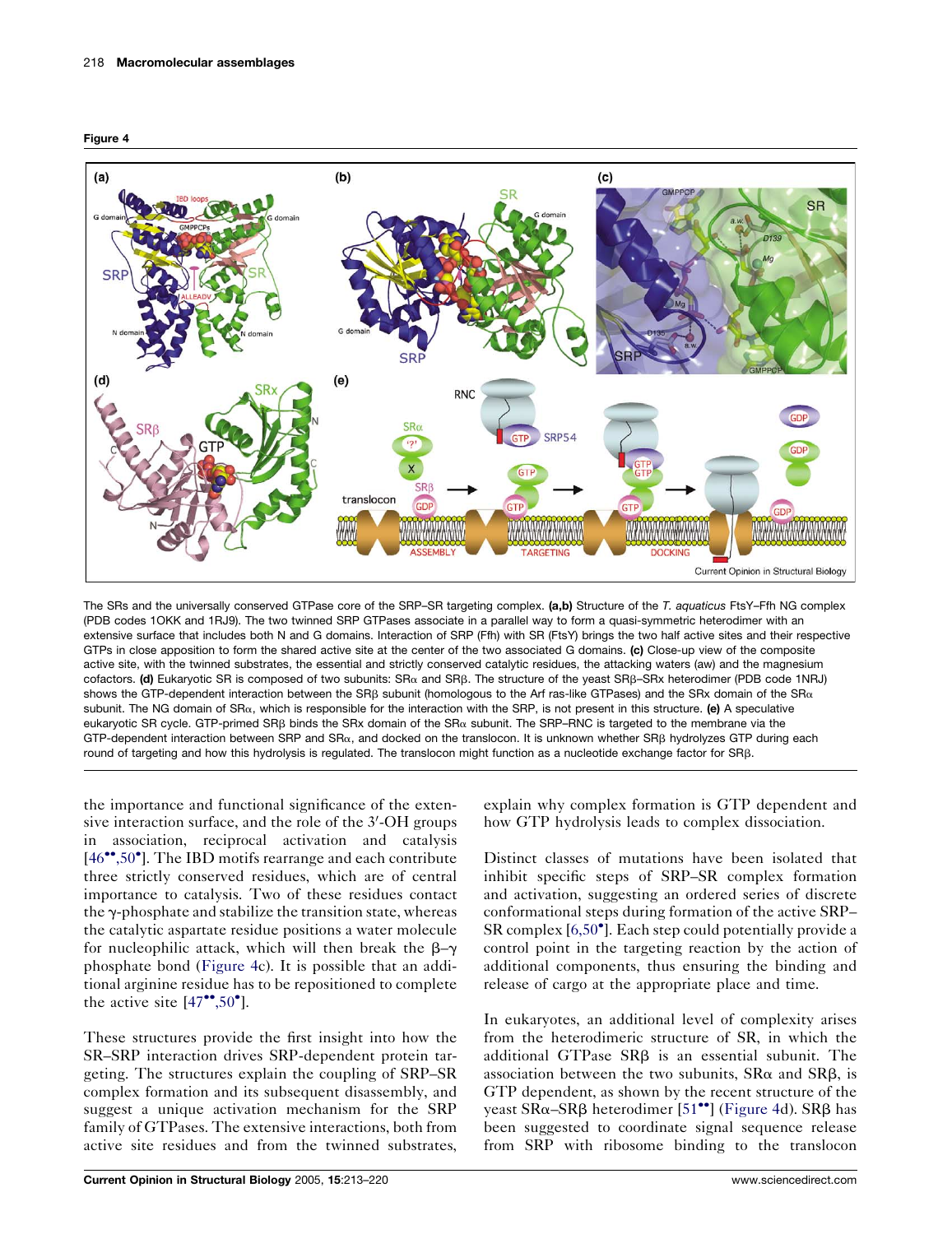**Figure 4**

The SRs and the universally conserved GTPase core of the SRP–SR targeting complex. **(a,b)** Structure of the *T. aquaticus* FtsY–Ffh NG complex (PDB codes 1OKK and 1RJ9). The two twinned SRP GTPases associate in a parallel way to form a quasi-symmetric heterodimer with an extensive surface that includes both N and G domains. Interaction of SRP (Ffh) with SR (FtsY) brings the two half active sites and their respective GTPs in close apposition to form the shared active site at the center of the two associated G domains. **(c)** Close-up view of the composite active site, with the twinned substrates, the essential and strictly conserved catalytic residues, the attacking waters (aw) and the magnesium cofactors. **(d)** Eukaryotic SR is composed of two subunits: SRα and SRβ. The structure of the yeast SRβ–SRx heterodimer (PDB code 1NRJ) shows the GTP-dependent interaction between the SRβ subunit (homologous to the Arf ras-like GTPases) and the SRx domain of the SRα subunit. The NG domain of SRα, which is responsible for the interaction with the SRP, is not present in this structure. **(e)** A speculative eukaryotic SR cycle. GTP-primed SRβ binds the SRx domain of the SRα subunit. The SRP–RNC is targeted to the membrane via the GTP-dependent interaction between SRP and SRα, and docked on the translocon. It is unknown whether SRβ hydrolyzes GTP during each round of targeting and how this hydrolysis is regulated. The translocon might function as a nucleotide exchange factor for SRβ.

the importance and functional significance of the extensive interaction surface, and the role of the 3′-OH groups in association, reciprocal activation and catalysis [46••,50•]. The IBD motifs rearrange and each contribute three strictly conserved residues, which are of central importance to catalysis. Two of these residues contact the γ-phosphate and stabilize the transition state, whereas the catalytic aspartate residue positions a water molecule for nucleophilic attack, which will then break the β–γ phosphate bond (Figure 4c). It is possible that an additional arginine residue has to be repositioned to complete the active site [47••,50•].

These structures provide the first insight into how the SR–SRP interaction drives SRP-dependent protein targeting. The structures explain the coupling of SRP–SR complex formation and its subsequent disassembly, and suggest a unique activation mechanism for the SRP family of GTPases. The extensive interactions, both from active site residues and from the twinned substrates, explain why complex formation is GTP dependent and how GTP hydrolysis leads to complex dissociation.

Distinct classes of mutations have been isolated that inhibit specific steps of SRP–SR complex formation and activation, suggesting an ordered series of discrete conformational steps during formation of the active SRP–SR complex [6,50•]. Each step could potentially provide a control point in the targeting reaction by the action of additional components, thus ensuring the binding and release of cargo at the appropriate place and time.

In eukaryotes, an additional level of complexity arises from the heterodimeric structure of SR, in which the additional GTPase SRβ is an essential subunit. The association between the two subunits, SRα and SRβ, is GTP dependent, as shown by the recent structure of the yeast SRα–SRβ heterodimer [51••] (Figure 4d). SRβ has been suggested to coordinate signal sequence release from SRP with ribosome binding to the translocon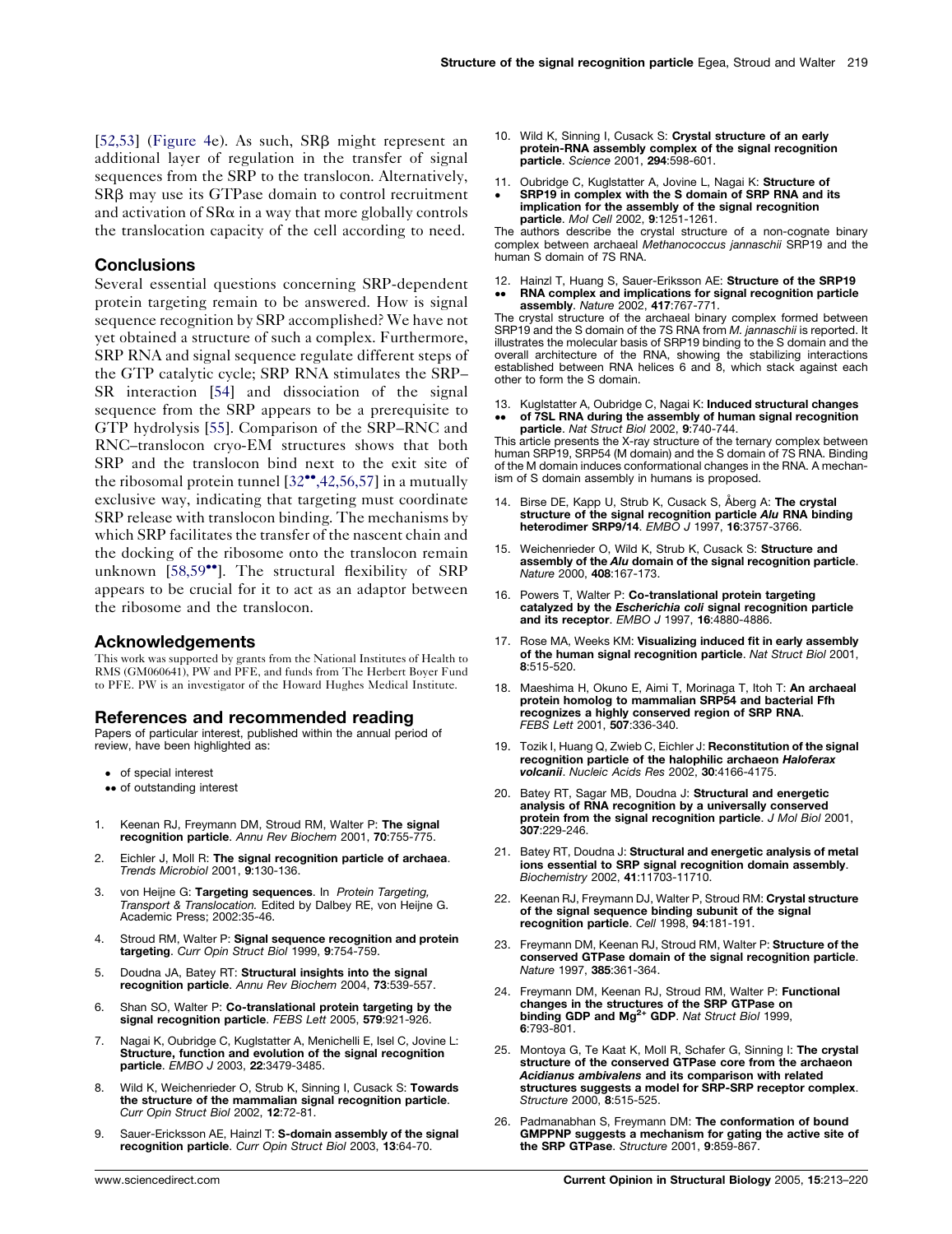[52,53] (Figure 4e). As such, SRβ might represent an additional layer of regulation in the transfer of signal sequences from the SRP to the translocon. Alternatively, SRβ may use its GTPase domain to control recruitment and activation of SRα in a way that more globally controls the translocation capacity of the cell according to need.

## Conclusions

Several essential questions concerning SRP-dependent protein targeting remain to be answered. How is signal sequence recognition by SRP accomplished? We have not yet obtained a structure of such a complex. Furthermore, SRP RNA and signal sequence regulate different steps of the GTP catalytic cycle; SRP RNA stimulates the SRP–SR interaction [54] and dissociation of the signal sequence from the SRP appears to be a prerequisite to GTP hydrolysis [55]. Comparison of the SRP–RNC and RNC–translocon cryo-EM structures shows that both SRP and the translocon bind next to the exit site of the ribosomal protein tunnel [32••,42,56,57] in a mutually exclusive way, indicating that targeting must coordinate SRP release with translocon binding. The mechanisms by which SRP facilitates the transfer of the nascent chain and the docking of the ribosome onto the translocon remain unknown [58,59••]. The structural flexibility of SRP appears to be crucial for it to act as an adaptor between the ribosome and the translocon.

## Acknowledgements

This work was supported by grants from the National Institutes of Health to RMS (GM060641), PW and PFE, and funds from The Herbert Boyer Fund to PFE. PW is an investigator of the Howard Hughes Medical Institute.

## References and recommended reading

Papers of particular interest, published within the annual period of review, have been highlighted as:

- • of special interest
- •• of outstanding interest

1. Keenan RJ, Freymann DM, Stroud RM, Walter P: **The signal recognition particle**. *Annu Rev Biochem* 2001, **70**:755-775.
2. Eichler J, Moll R: **The signal recognition particle of archaea**. *Trends Microbiol* 2001, **9**:130-136.
3. von Heijne G: **Targeting sequences**. In *Protein Targeting, Transport & Translocation.* Edited by Dalbey RE, von Heijne G. Academic Press; 2002:35-46.
4. Stroud RM, Walter P: **Signal sequence recognition and protein targeting**. *Curr Opin Struct Biol* 1999, **9**:754-759.
5. Doudna JA, Batey RT: **Structural insights into the signal recognition particle**. *Annu Rev Biochem* 2004, **73**:539-557.
6. Shan SO, Walter P: **Co-translational protein targeting by the signal recognition particle**. *FEBS Lett* 2005, **579**:921-926.
7. Nagai K, Oubridge C, Kuglstatter A, Menichelli E, Isel C, Jovine L: **Structure, function and evolution of the signal recognition particle**. *EMBO J* 2003, **22**:3479-3485.
8. Wild K, Weichenrieder O, Strub K, Sinning I, Cusack S: **Towards the structure of the mammalian signal recognition particle**. *Curr Opin Struct Biol* 2002, **12**:72-81.
9. Sauer-Ericksson AE, Hainzl T: **S-domain assembly of the signal recognition particle**. *Curr Opin Struct Biol* 2003, **13**:64-70.
10. Wild K, Sinning I, Cusack S: **Crystal structure of an early protein-RNA assembly complex of the signal recognition particle**. *Science* 2001, **294**:598-601.
11. • Oubridge C, Kuglstatter A, Jovine L, Nagai K: **Structure of SRP19 in complex with the S domain of SRP RNA and its implication for the assembly of the signal recognition particle**. *Mol Cell* 2002, **9**:1251-1261.
The authors describe the crystal structure of a non-cognate binary complex between archaeal *Methanococcus jannaschii* SRP19 and the human S domain of 7S RNA.
12. •• Hainzl T, Huang S, Sauer-Eriksson AE: **Structure of the SRP19 RNA complex and implications for signal recognition particle assembly**. *Nature* 2002, **417**:767-771.
The crystal structure of the archaeal binary complex formed between SRP19 and the S domain of the 7S RNA from *M. jannaschii* is reported. It illustrates the molecular basis of SRP19 binding to the S domain and the overall architecture of the RNA, showing the stabilizing interactions established between RNA helices 6 and 8, which stack against each other to form the S domain.
13. •• Kuglstatter A, Oubridge C, Nagai K: **Induced structural changes of 7SL RNA during the assembly of human signal recognition particle**. *Nat Struct Biol* 2002, **9**:740-744.
This article presents the X-ray structure of the ternary complex between human SRP19, SRP54 (M domain) and the S domain of 7S RNA. Binding of the M domain induces conformational changes in the RNA. A mechanism of S domain assembly in humans is proposed.
14. Birse DE, Kapp U, Strub K, Cusack S, Åberg A: **The crystal structure of the signal recognition particle *Alu* RNA binding heterodimer SRP9/14**. *EMBO J* 1997, **16**:3757-3766.
15. Weichenrieder O, Wild K, Strub K, Cusack S: **Structure and assembly of the *Alu* domain of the signal recognition particle**. *Nature* 2000, **408**:167-173.
16. Powers T, Walter P: **Co-translational protein targeting catalyzed by the *Escherichia coli* signal recognition particle and its receptor**. *EMBO J* 1997, **16**:4880-4886.
17. Rose MA, Weeks KM: **Visualizing induced fit in early assembly of the human signal recognition particle**. *Nat Struct Biol* 2001, **8**:515-520.
18. Maeshima H, Okuno E, Aimi T, Morinaga T, Itoh T: **An archaeal protein homolog to mammalian SRP54 and bacterial Ffh recognizes a highly conserved region of SRP RNA**. *FEBS Lett* 2001, **507**:336-340.
19. Tozik I, Huang Q, Zwieb C, Eichler J: **Reconstitution of the signal recognition particle of the halophilic archaeon *Haloferax volcanii***. *Nucleic Acids Res* 2002, **30**:4166-4175.
20. Batey RT, Sagar MB, Doudna J: **Structural and energetic analysis of RNA recognition by a universally conserved protein from the signal recognition particle**. *J Mol Biol* 2001, **307**:229-246.
21. Batey RT, Doudna J: **Structural and energetic analysis of metal ions essential to SRP signal recognition domain assembly**. *Biochemistry* 2002, **41**:11703-11710.
22. Keenan RJ, Freymann DJ, Walter P, Stroud RM: **Crystal structure of the signal sequence binding subunit of the signal recognition particle**. *Cell* 1998, **94**:181-191.
23. Freymann DM, Keenan RJ, Stroud RM, Walter P: **Structure of the conserved GTPase domain of the signal recognition particle**. *Nature* 1997, **385**:361-364.
24. Freymann DM, Keenan RJ, Stroud RM, Walter P: **Functional changes in the structures of the SRP GTPase on binding GDP and $Mg^{2+}$ GDP**. *Nat Struct Biol* 1999, **6**:793-801.
25. Montoya G, Te Kaat K, Moll R, Schafer G, Sinning I: **The crystal structure of the conserved GTPase core from the archaeon *Acidianus ambivalens* and its comparison with related structures suggests a model for SRP-SRP receptor complex**. *Structure* 2000, **8**:515-525.
26. Padmanabhan S, Freymann DM: **The conformation of bound GMPPNP suggests a mechanism for gating the active site of the SRP GTPase**. *Structure* 2001, **9**:859-867.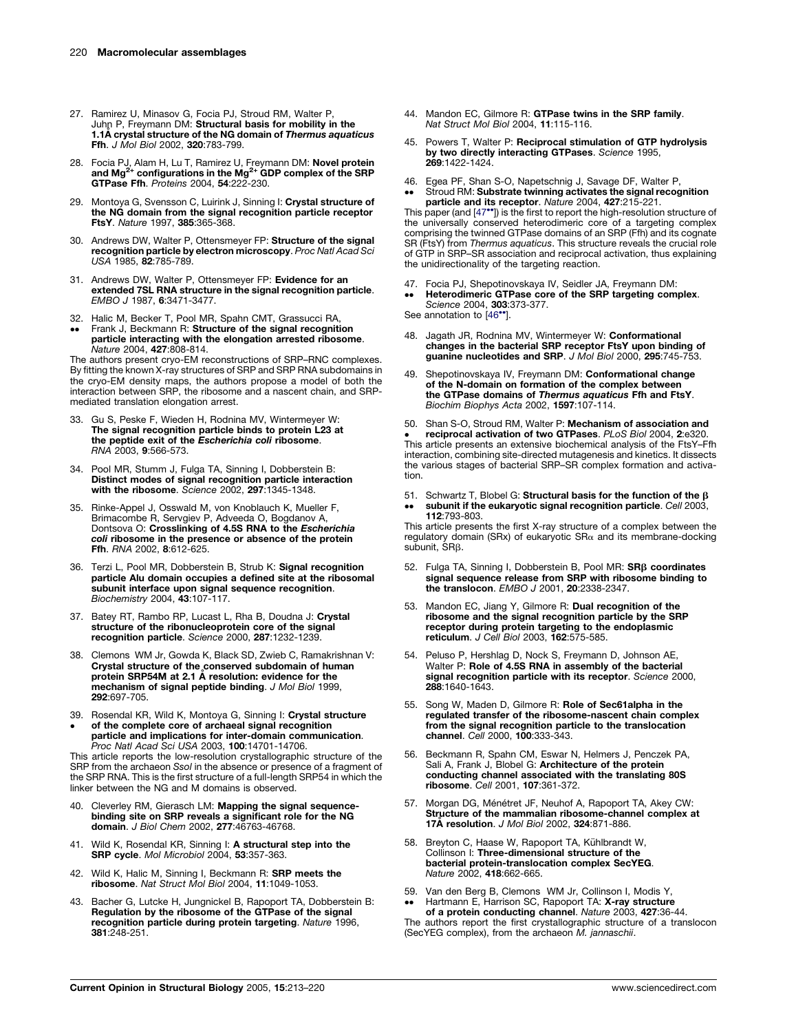27. Ramirez U, Minasov G, Focia PJ, Stroud RM, Walter P, Juhn P, Freymann DM: **Structural basis for mobility in the 1.1Å crystal structure of the NG domain of *Thermus aquaticus* Ffh**. *J Mol Biol* 2002, **320**:783-799.

28. Focia PJ, Alam H, Lu T, Ramirez U, Freymann DM: **Novel protein and $Mg^{2+}$ configurations in the $Mg^{2+}$ GDP complex of the SRP GTPase Ffh**. *Proteins* 2004, **54**:222-230.

29. Montoya G, Svensson C, Luirink J, Sinning I: **Crystal structure of the NG domain from the signal recognition particle receptor FtsY**. *Nature* 1997, **385**:365-368.

30. Andrews DW, Walter P, Ottensmeyer FP: **Structure of the signal recognition particle by electron microscopy**. *Proc Natl Acad Sci USA* 1985, **82**:785-789.

31. Andrews DW, Walter P, Ottensmeyer FP: **Evidence for an extended 7SL RNA structure in the signal recognition particle**. *EMBO J* 1987, **6**:3471-3477.

32. •• Halic M, Becker T, Pool MR, Spahn CMT, Grassucci RA, Frank J, Beckmann R: **Structure of the signal recognition particle interacting with the elongation arrested ribosome**. *Nature* 2004, **427**:808-814.

The authors present cryo-EM reconstructions of SRP–RNC complexes. By fitting the known X-ray structures of SRP and SRP RNA subdomains in the cryo-EM density maps, the authors propose a model of both the interaction between SRP, the ribosome and a nascent chain, and SRP-mediated translation elongation arrest.

33. Gu S, Peske F, Wieden H, Rodnina MV, Wintermeyer W: **The signal recognition particle binds to protein L23 at the peptide exit of the *Escherichia coli* ribosome**. *RNA* 2003, **9**:566-573.

34. Pool MR, Stumm J, Fulga TA, Sinning I, Dobberstein B: **Distinct modes of signal recognition particle interaction with the ribosome**. *Science* 2002, **297**:1345-1348.

35. Rinke-Appel J, Osswald M, von Knoblauch K, Mueller F, Brimacombe R, Servgiev P, Adveeda O, Bogdanov A, Dontsova O: **Crosslinking of 4.5S RNA to the *Escherichia coli* ribosome in the presence or absence of the protein Ffh**. *RNA* 2002, **8**:612-625.

36. Terzi L, Pool MR, Dobberstein B, Strub K: **Signal recognition particle Alu domain occupies a defined site at the ribosomal subunit interface upon signal sequence recognition**. *Biochemistry* 2004, **43**:107-117.

37. Batey RT, Rambo RP, Lucast L, Rha B, Doudna J: **Crystal structure of the ribonucleoprotein core of the signal recognition particle**. *Science* 2000, **287**:1232-1239.

38. Clemons WM Jr, Gowda K, Black SD, Zwieb C, Ramakrishnan V: **Crystal structure of the conserved subdomain of human protein SRP54M at 2.1 Å resolution: evidence for the mechanism of signal peptide binding**. *J Mol Biol* 1999, **292**:697-705.

39. • Rosendal KR, Wild K, Montoya G, Sinning I: **Crystal structure of the complete core of archaeal signal recognition particle and implications for inter-domain communication**. *Proc Natl Acad Sci USA* 2003, **100**:14701-14706.

This article reports the low-resolution crystallographic structure of the SRP from the archaeon *Sso*I in the absence or presence of a fragment of the SRP RNA. This is the first structure of a full-length SRP54 in which the linker between the NG and M domains is observed.

40. Cleverley RM, Gierasch LM: **Mapping the signal sequence-binding site on SRP reveals a significant role for the NG domain**. *J Biol Chem* 2002, **277**:46763-46768.

41. Wild K, Rosendal KR, Sinning I: **A structural step into the SRP cycle**. *Mol Microbiol* 2004, **53**:357-363.

42. Wild K, Halic M, Sinning I, Beckmann R: **SRP meets the ribosome**. *Nat Struct Mol Biol* 2004, **11**:1049-1053.

43. Bacher G, Lutcke H, Jungnickel B, Rapoport TA, Dobberstein B: **Regulation by the ribosome of the GTPase of the signal recognition particle during protein targeting**. *Nature* 1996, **381**:248-251.

44. Mandon EC, Gilmore R: **GTPase twins in the SRP family**. *Nat Struct Mol Biol* 2004, **11**:115-116.

45. Powers T, Walter P: **Reciprocal stimulation of GTP hydrolysis by two directly interacting GTPases**. *Science* 1995, **269**:1422-1424.

46. •• Egea PF, Shan S-O, Napetschnig J, Savage DF, Walter P, Stroud RM: **Substrate twinning activates the signal recognition particle and its receptor**. *Nature* 2004, **427**:215-221.

This paper (and [47••]) is the first to report the high-resolution structure of the universally conserved heterodimeric core of a targeting complex comprising the twinned GTPase domains of an SRP (Ffh) and its cognate SR (FtsY) from *Thermus aquaticus*. This structure reveals the crucial role of GTP in SRP–SR association and reciprocal activation, thus explaining the unidirectionality of the targeting reaction.

47. •• Focia PJ, Shepotinovskaya IV, Seidler JA, Freymann DM: **Heterodimeric GTPase core of the SRP targeting complex**. *Science* 2004, **303**:373-377.

See annotation to [46••].

48. Jagath JR, Rodnina MV, Wintermeyer W: **Conformational changes in the bacterial SRP receptor FtsY upon binding of guanine nucleotides and SRP**. *J Mol Biol* 2000, **295**:745-753.

49. Shepotinovskaya IV, Freymann DM: **Conformational change of the N-domain on formation of the complex between the GTPase domains of *Thermus aquaticus* Ffh and FtsY**. *Biochim Biophys Acta* 2002, **1597**:107-114.

50. • Shan S-O, Stroud RM, Walter P: **Mechanism of association and reciprocal activation of two GTPases**. *PLoS Biol* 2004, **2**:e320.

This article presents an extensive biochemical analysis of the FtsY–Ffh interaction, combining site-directed mutagenesis and kinetics. It dissects the various stages of bacterial SRP–SR complex formation and activation.

51. •• Schwartz T, Blobel G: **Structural basis for the function of the β subunit if the eukaryotic signal recognition particle**. *Cell* 2003, **112**:793-803.

This article presents the first X-ray structure of a complex between the regulatory domain (SRx) of eukaryotic SRα and its membrane-docking subunit, SRβ.

52. Fulga TA, Sinning I, Dobberstein B, Pool MR: **SRβ coordinates signal sequence release from SRP with ribosome binding to the translocon**. *EMBO J* 2001, **20**:2338-2347.

53. Mandon EC, Jiang Y, Gilmore R: **Dual recognition of the ribosome and the signal recognition particle by the SRP receptor during protein targeting to the endoplasmic reticulum**. *J Cell Biol* 2003, **162**:575-585.

54. Peluso P, Hershlag D, Nock S, Freymann D, Johnson AE, Walter P: **Role of 4.5S RNA in assembly of the bacterial signal recognition particle with its receptor**. *Science* 2000, **288**:1640-1643.

55. Song W, Maden D, Gilmore R: **Role of Sec61alpha in the regulated transfer of the ribosome-nascent chain complex from the signal recognition particle to the translocation channel**. *Cell* 2000, **100**:333-343.

56. Beckmann R, Spahn CM, Eswar N, Helmers J, Penczek PA, Sali A, Frank J, Blobel G: **Architecture of the protein conducting channel associated with the translating 80S ribosome**. *Cell* 2001, **107**:361-372.

57. Morgan DG, Ménétret JF, Neuhof A, Rapoport TA, Akey CW: **Structure of the mammalian ribosome-channel complex at 17Å resolution**. *J Mol Biol* 2002, **324**:871-886.

58. Breyton C, Haase W, Rapoport TA, Kühlbrandt W, Collinson I: **Three-dimensional structure of the bacterial protein-translocation complex SecYEG**. *Nature* 2002, **418**:662-665.

59. •• Van den Berg B, Clemons WM Jr, Collinson I, Modis Y, Hartmann E, Harrison SC, Rapoport TA: **X-ray structure of a protein conducting channel**. *Nature* 2003, **427**:36-44.

The authors report the first crystallographic structure of a translocon (SecYEG complex), from the archaeon *M. jannaschii*.